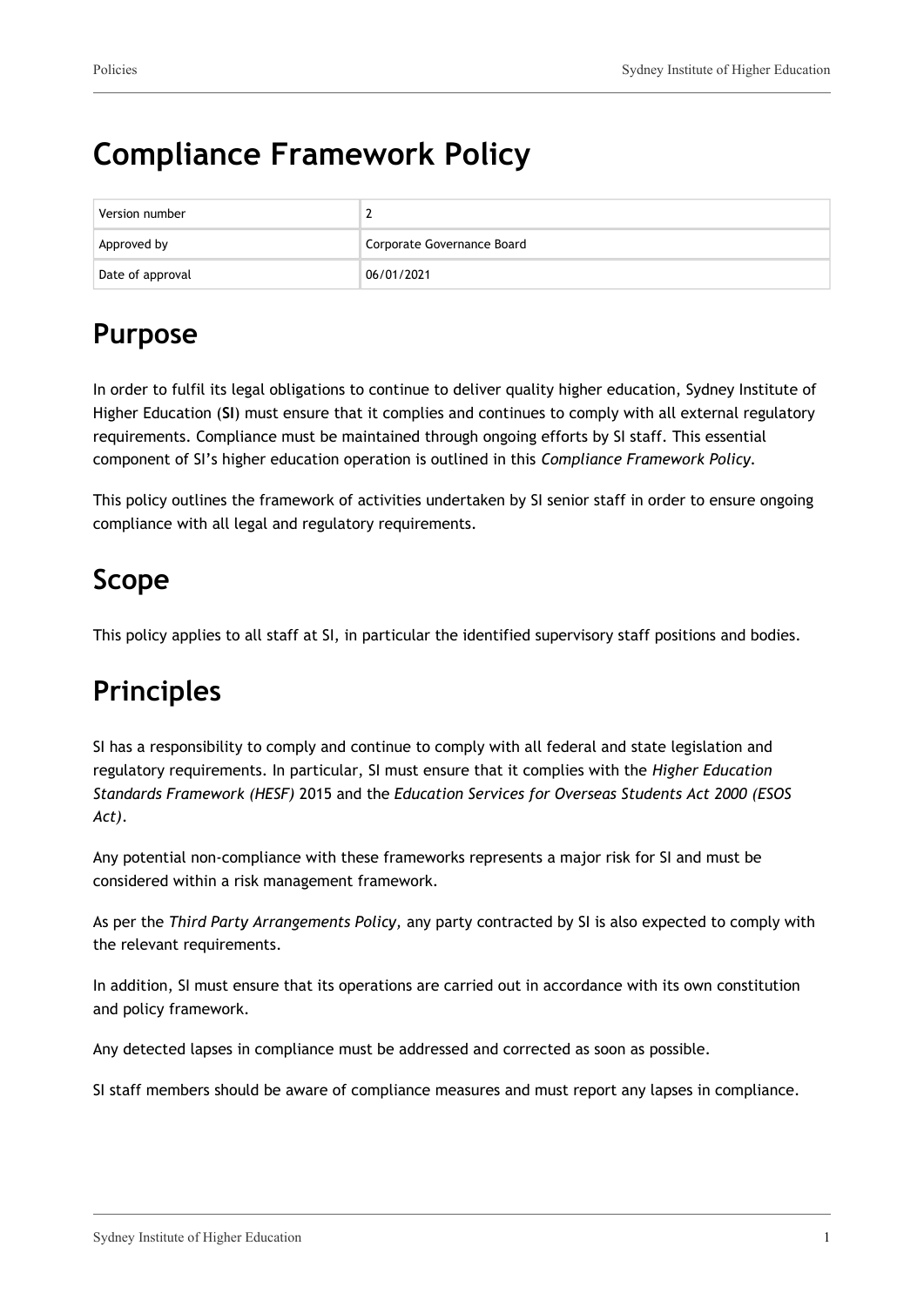# Compliance Framework Policy

| Version number | 2 |
|---|---|
| Approved by | Corporate Governance Board |
| Date of approval | 06/01/2021 |

## Purpose

In order to fulfil its legal obligations to continue to deliver quality higher education, Sydney Institute of Higher Education (**SI**) must ensure that it complies and continues to comply with all external regulatory requirements. Compliance must be maintained through ongoing efforts by SI staff. This essential component of SI's higher education operation is outlined in this *Compliance Framework Policy*.

This policy outlines the framework of activities undertaken by SI senior staff in order to ensure ongoing compliance with all legal and regulatory requirements.

## Scope

This policy applies to all staff at SI, in particular the identified supervisory staff positions and bodies.

## Principles

SI has a responsibility to comply and continue to comply with all federal and state legislation and regulatory requirements. In particular, SI must ensure that it complies with the *Higher Education Standards Framework (HESF)* 2015 and the *Education Services for Overseas Students Act 2000 (ESOS Act)*.

Any potential non-compliance with these frameworks represents a major risk for SI and must be considered within a risk management framework.

As per the *Third Party Arrangements Policy*, any party contracted by SI is also expected to comply with the relevant requirements.

In addition, SI must ensure that its operations are carried out in accordance with its own constitution and policy framework.

Any detected lapses in compliance must be addressed and corrected as soon as possible.

SI staff members should be aware of compliance measures and must report any lapses in compliance.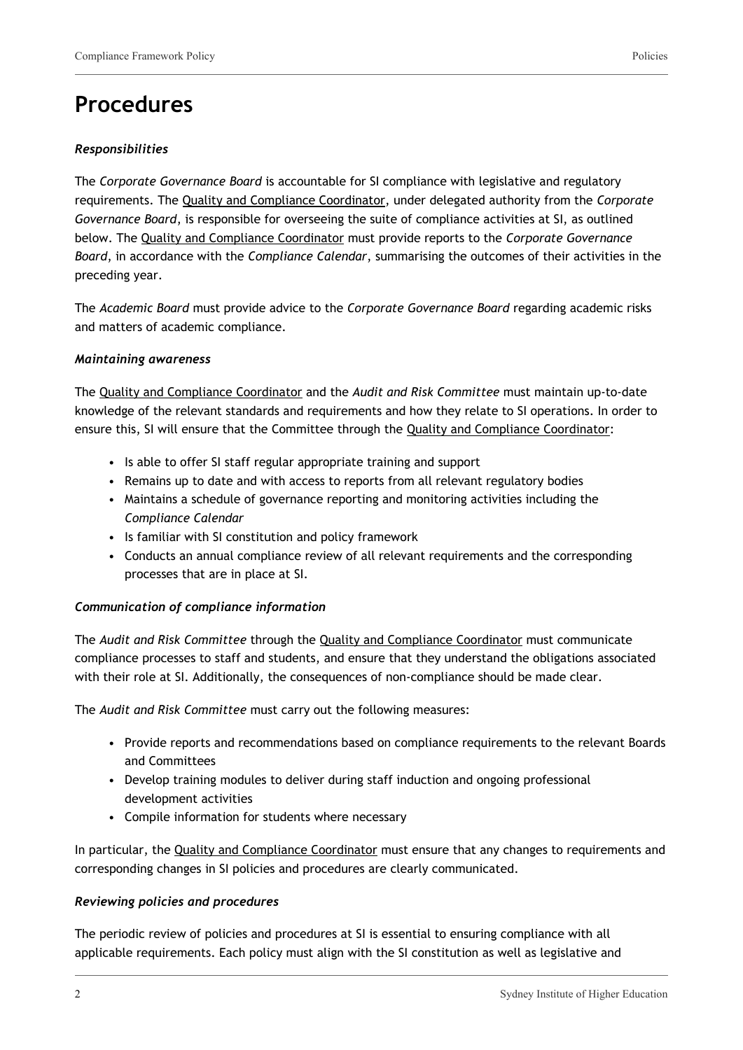# Procedures

### *Responsibilities*

The *Corporate Governance Board* is accountable for SI compliance with legislative and regulatory requirements. The Quality and Compliance Coordinator, under delegated authority from the *Corporate Governance Board*, is responsible for overseeing the suite of compliance activities at SI, as outlined below. The Quality and Compliance Coordinator must provide reports to the *Corporate Governance Board*, in accordance with the *Compliance Calendar*, summarising the outcomes of their activities in the preceding year.

The *Academic Board* must provide advice to the *Corporate Governance Board* regarding academic risks and matters of academic compliance.

### *Maintaining awareness*

The Quality and Compliance Coordinator and the *Audit and Risk Committee* must maintain up-to-date knowledge of the relevant standards and requirements and how they relate to SI operations. In order to ensure this, SI will ensure that the Committee through the Quality and Compliance Coordinator:

- Is able to offer SI staff regular appropriate training and support
- Remains up to date and with access to reports from all relevant regulatory bodies
- Maintains a schedule of governance reporting and monitoring activities including the *Compliance Calendar*
- Is familiar with SI constitution and policy framework
- Conducts an annual compliance review of all relevant requirements and the corresponding processes that are in place at SI.

### *Communication of compliance information*

The *Audit and Risk Committee* through the Quality and Compliance Coordinator must communicate compliance processes to staff and students, and ensure that they understand the obligations associated with their role at SI. Additionally, the consequences of non-compliance should be made clear.

The *Audit and Risk Committee* must carry out the following measures:

- Provide reports and recommendations based on compliance requirements to the relevant Boards and Committees
- Develop training modules to deliver during staff induction and ongoing professional development activities
- Compile information for students where necessary

In particular, the Quality and Compliance Coordinator must ensure that any changes to requirements and corresponding changes in SI policies and procedures are clearly communicated.

### *Reviewing policies and procedures*

The periodic review of policies and procedures at SI is essential to ensuring compliance with all applicable requirements. Each policy must align with the SI constitution as well as legislative and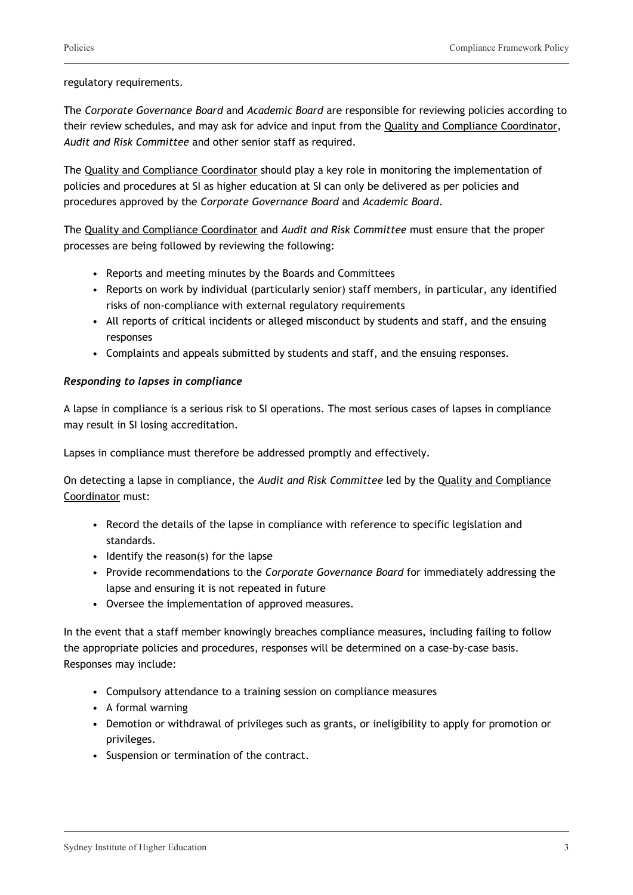regulatory requirements.

The *Corporate Governance Board* and *Academic Board* are responsible for reviewing policies according to their review schedules, and may ask for advice and input from the Quality and Compliance Coordinator, *Audit and Risk Committee* and other senior staff as required.

The Quality and Compliance Coordinator should play a key role in monitoring the implementation of policies and procedures at SI as higher education at SI can only be delivered as per policies and procedures approved by the *Corporate Governance Board* and *Academic Board*.

The Quality and Compliance Coordinator and *Audit and Risk Committee* must ensure that the proper processes are being followed by reviewing the following:

- Reports and meeting minutes by the Boards and Committees
- Reports on work by individual (particularly senior) staff members, in particular, any identified risks of non-compliance with external regulatory requirements
- All reports of critical incidents or alleged misconduct by students and staff, and the ensuing responses
- Complaints and appeals submitted by students and staff, and the ensuing responses.

***Responding to lapses in compliance***

A lapse in compliance is a serious risk to SI operations. The most serious cases of lapses in compliance may result in SI losing accreditation.

Lapses in compliance must therefore be addressed promptly and effectively.

On detecting a lapse in compliance, the *Audit and Risk Committee* led by the Quality and Compliance Coordinator must:

- Record the details of the lapse in compliance with reference to specific legislation and standards.
- Identify the reason(s) for the lapse
- Provide recommendations to the *Corporate Governance Board* for immediately addressing the lapse and ensuring it is not repeated in future
- Oversee the implementation of approved measures.

In the event that a staff member knowingly breaches compliance measures, including failing to follow the appropriate policies and procedures, responses will be determined on a case-by-case basis. Responses may include:

- Compulsory attendance to a training session on compliance measures
- A formal warning
- Demotion or withdrawal of privileges such as grants, or ineligibility to apply for promotion or privileges.
- Suspension or termination of the contract.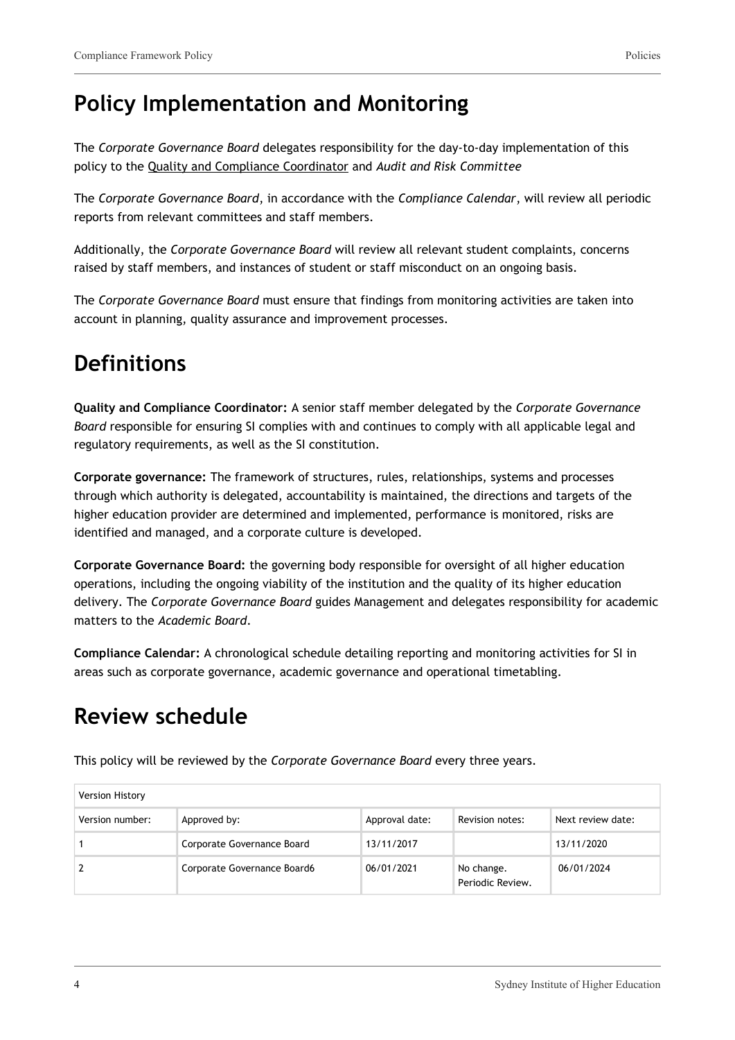## Policy Implementation and Monitoring

The *Corporate Governance Board* delegates responsibility for the day-to-day implementation of this policy to the Quality and Compliance Coordinator and *Audit and Risk Committee*

The *Corporate Governance Board*, in accordance with the *Compliance Calendar*, will review all periodic reports from relevant committees and staff members.

Additionally, the *Corporate Governance Board* will review all relevant student complaints, concerns raised by staff members, and instances of student or staff misconduct on an ongoing basis.

The *Corporate Governance Board* must ensure that findings from monitoring activities are taken into account in planning, quality assurance and improvement processes.

## Definitions

**Quality and Compliance Coordinator:** A senior staff member delegated by the *Corporate Governance Board* responsible for ensuring SI complies with and continues to comply with all applicable legal and regulatory requirements, as well as the SI constitution.

**Corporate governance:** The framework of structures, rules, relationships, systems and processes through which authority is delegated, accountability is maintained, the directions and targets of the higher education provider are determined and implemented, performance is monitored, risks are identified and managed, and a corporate culture is developed.

**Corporate Governance Board:** the governing body responsible for oversight of all higher education operations, including the ongoing viability of the institution and the quality of its higher education delivery. The *Corporate Governance Board* guides Management and delegates responsibility for academic matters to the *Academic Board*.

**Compliance Calendar:** A chronological schedule detailing reporting and monitoring activities for SI in areas such as corporate governance, academic governance and operational timetabling.

## Review schedule

This policy will be reviewed by the *Corporate Governance Board* every three years.

| Version History | | | | |
|---|---|---|---|---|
| Version number: | Approved by: | Approval date: | Revision notes: | Next review date: |
| 1 | Corporate Governance Board | 13/11/2017 | | 13/11/2020 |
| 2 | Corporate Governance Board6 | 06/01/2021 | No change. Periodic Review. | 06/01/2024 |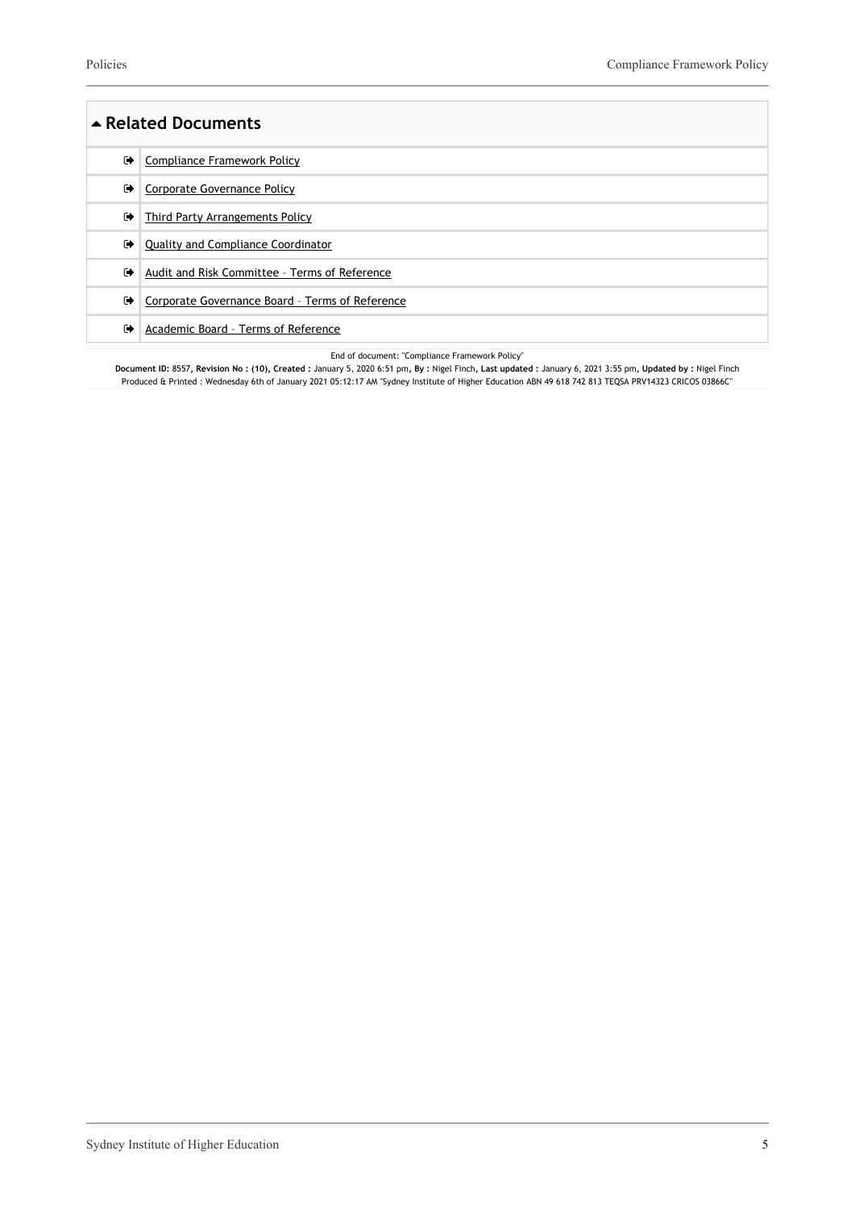## ▲ Related Documents

- ➡ Compliance Framework Policy
- ➡ Corporate Governance Policy
- ➡ Third Party Arrangements Policy
- ➡ Quality and Compliance Coordinator
- ➡ Audit and Risk Committee – Terms of Reference
- ➡ Corporate Governance Board – Terms of Reference
- ➡ Academic Board – Terms of Reference

End of document: "Compliance Framework Policy"

**Document ID:** 8557, **Revision No : (10), Created :** January 5, 2020 6:51 pm, **By :** Nigel Finch, **Last updated :** January 6, 2021 3:55 pm, **Updated by :** Nigel Finch
Produced & Printed : Wednesday 6th of January 2021 05:12:17 AM "Sydney Institute of Higher Education ABN 49 618 742 813 TEQSA PRV14323 CRICOS 03866C"